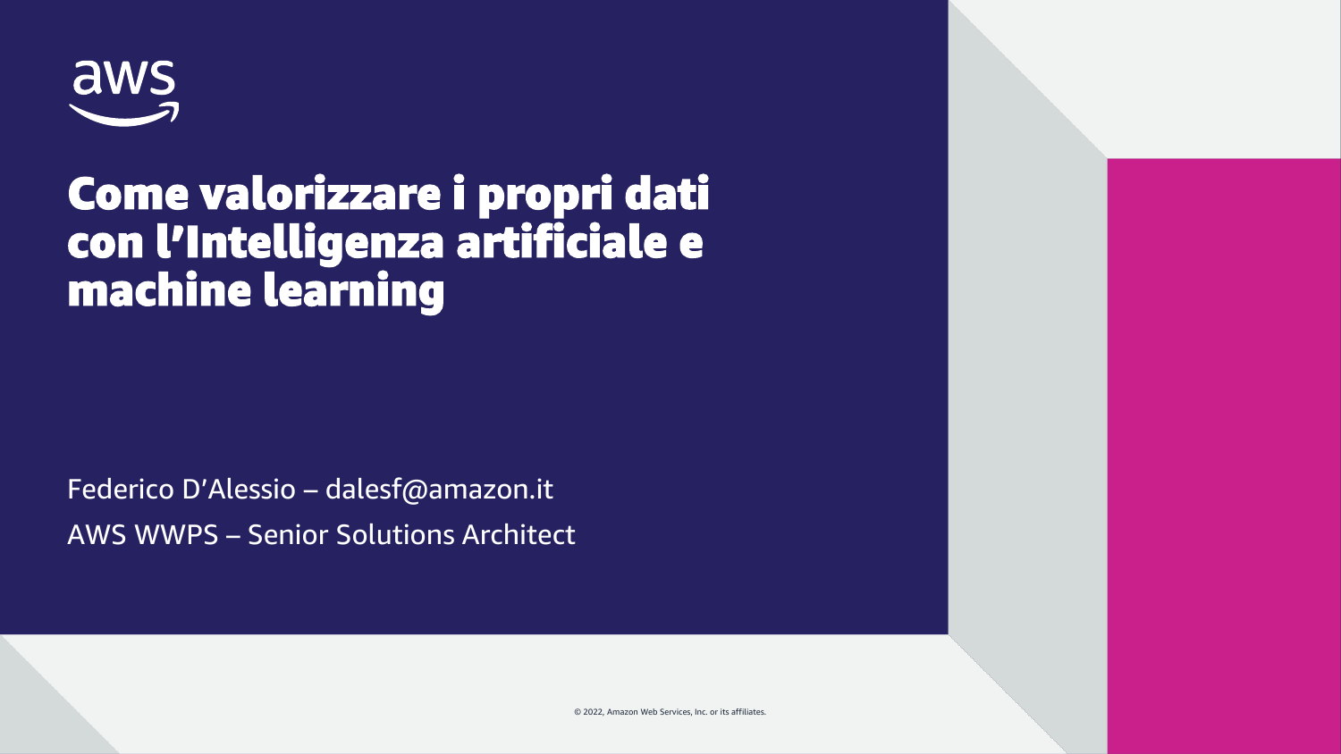aws

# Come valorizzare i propri dati con l'Intelligenza artificiale e machine learning

Federico D'Alessio – dalesf@amazon.it

AWS WWPS – Senior Solutions Architect

© 2022, Amazon Web Services, Inc. or its affiliates.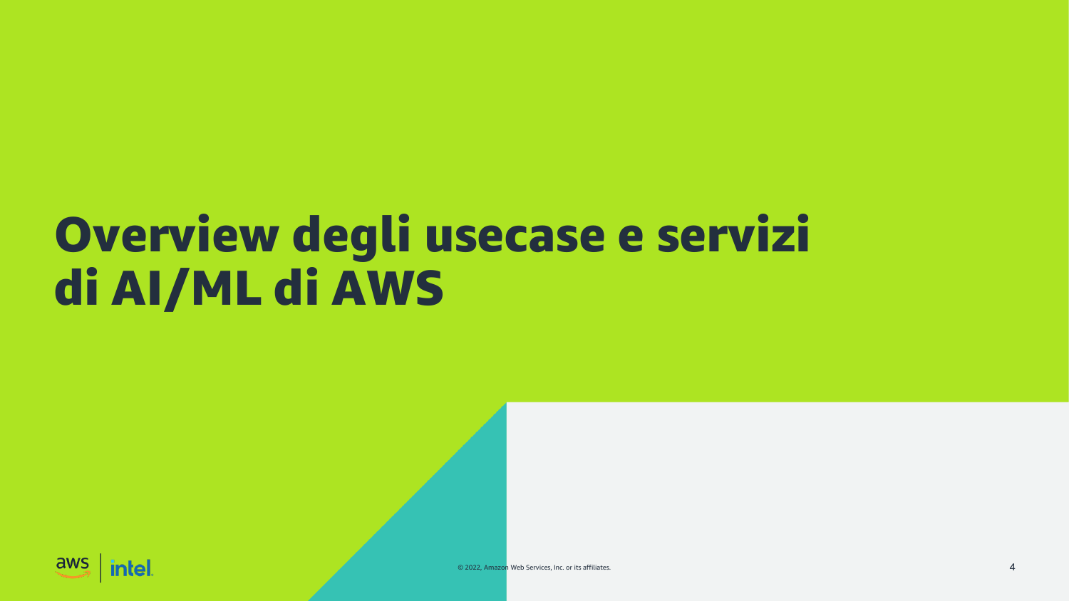# Overview degli usecase e servizi di AI/ML di AWS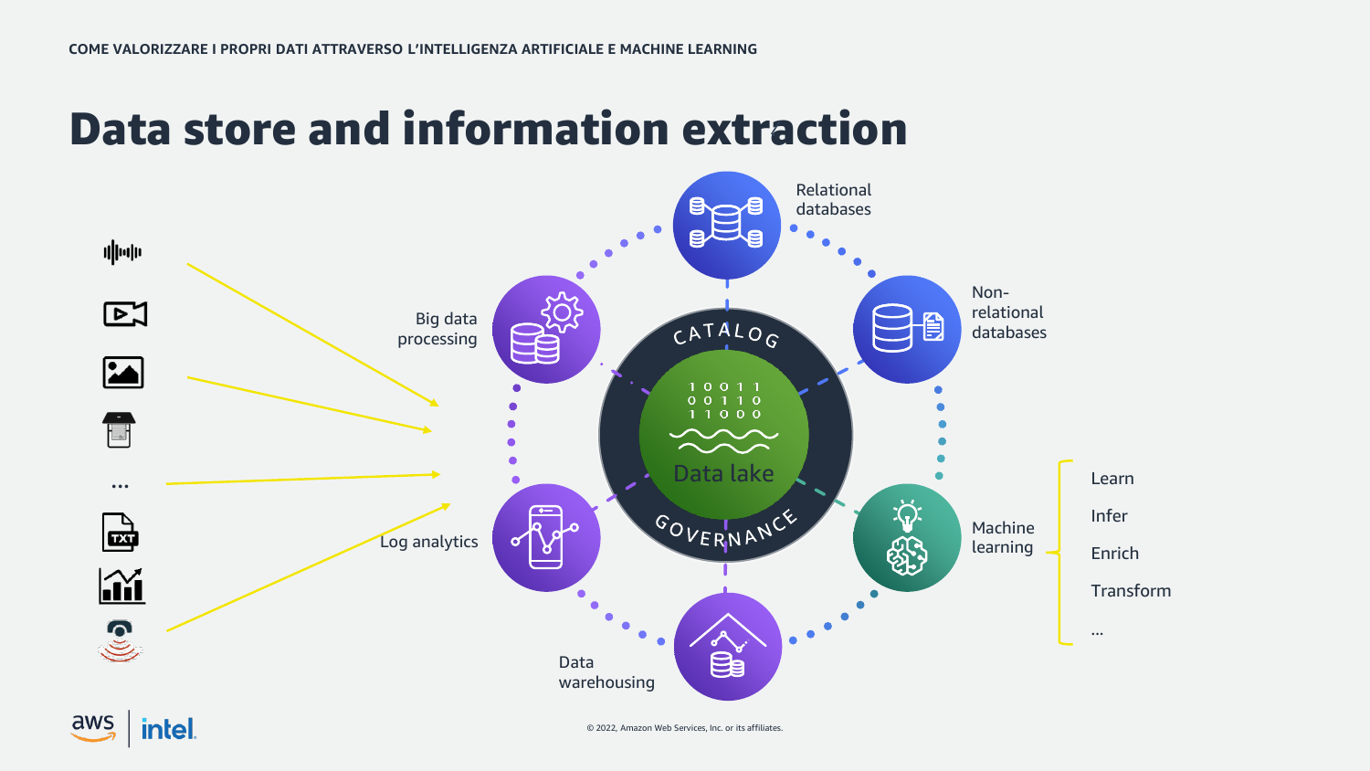# Data store and information extraction

Relational databases

Non-relational databases

Big data processing

CATALOG

10011
00110
11000

Data lake

GOVERNANCE

Log analytics

Machine learning

- Learn
- Infer
- Enrich
- Transform
- ...

Data warehousing

...

© 2022, Amazon Web Services, Inc. or its affiliates.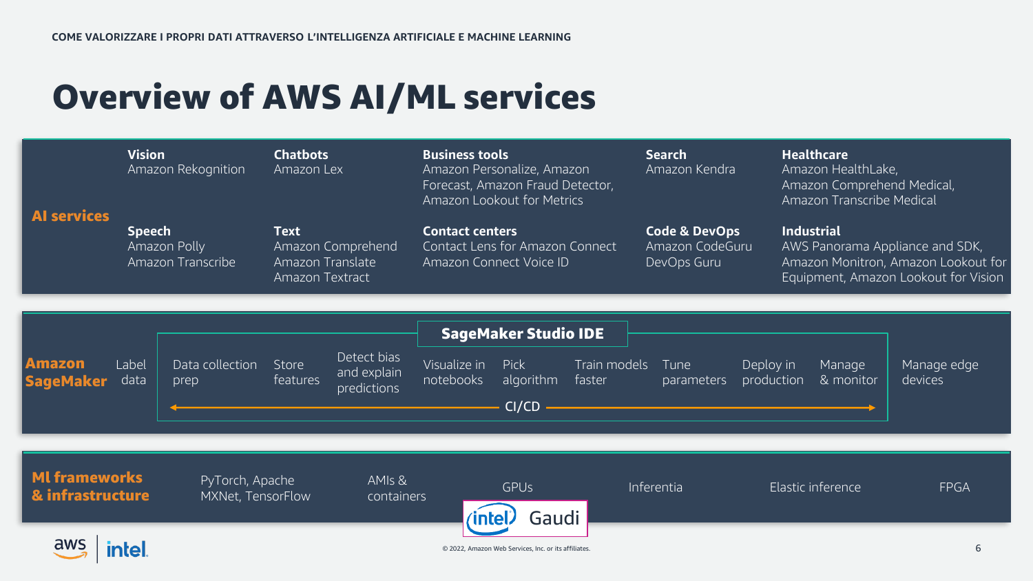# Overview of AWS AI/ML services

## AI services

**Vision**
Amazon Rekognition

**Chatbots**
Amazon Lex

**Business tools**
Amazon Personalize, Amazon Forecast, Amazon Fraud Detector, Amazon Lookout for Metrics

**Search**
Amazon Kendra

**Healthcare**
Amazon HealthLake, Amazon Comprehend Medical, Amazon Transcribe Medical

**Speech**
Amazon Polly
Amazon Transcribe

**Text**
Amazon Comprehend
Amazon Translate
Amazon Textract

**Contact centers**
Contact Lens for Amazon Connect
Amazon Connect Voice ID

**Code & DevOps**
Amazon CodeGuru
DevOps Guru

**Industrial**
AWS Panorama Appliance and SDK, Amazon Monitron, Amazon Lookout for Equipment, Amazon Lookout for Vision

## Amazon SageMaker

Label data

**SageMaker Studio IDE**

- Data collection prep
- Store features
- Detect bias and explain predictions
- Visualize in notebooks
- Pick algorithm
- Train models faster
- Tune parameters
- Deploy in production
- Manage & monitor

CI/CD

Manage edge devices

## Ml frameworks & infrastructure

- PyTorch, Apache MXNet, TensorFlow
- AMIs & containers
- GPUs
- intel Gaudi
- Inferentia
- Elastic inference
- FPGA

© 2022, Amazon Web Services, Inc. or its affiliates.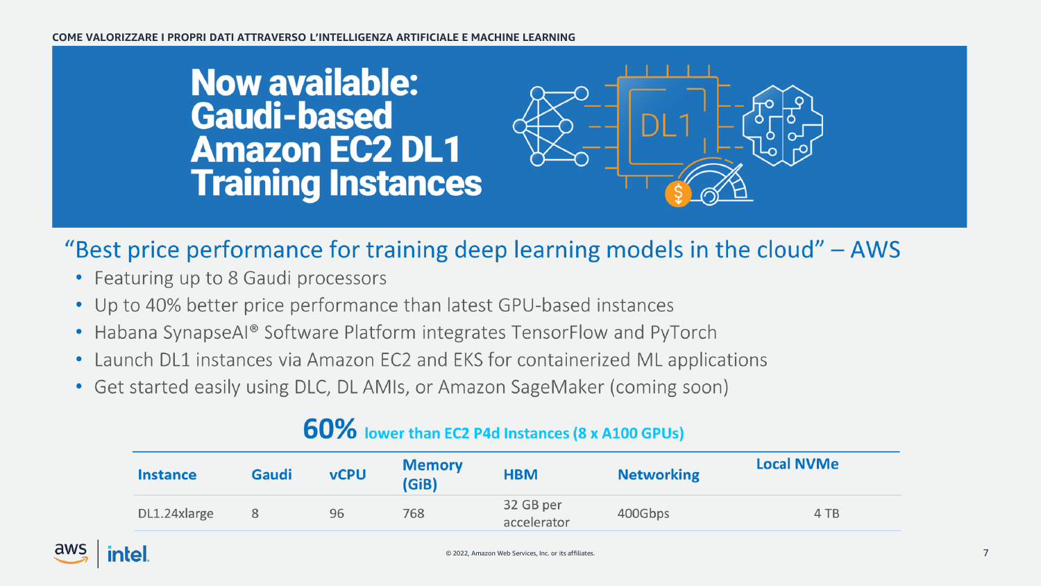# Now available: Gaudi-based Amazon EC2 DL1 Training Instances

## "Best price performance for training deep learning models in the cloud" – AWS

- Featuring up to 8 Gaudi processors
- Up to 40% better price performance than latest GPU-based instances
- Habana SynapseAI® Software Platform integrates TensorFlow and PyTorch
- Launch DL1 instances via Amazon EC2 and EKS for containerized ML applications
- Get started easily using DLC, DL AMIs, or Amazon SageMaker (coming soon)

**60%** lower than EC2 P4d Instances (8 x A100 GPUs)

| Instance | Gaudi | vCPU | Memory (GiB) | HBM | Networking | Local NVMe |
|---|---|---|---|---|---|---|
| DL1.24xlarge | 8 | 96 | 768 | 32 GB per accelerator | 400Gbps | 4 TB |

© 2022, Amazon Web Services, Inc. or its affiliates.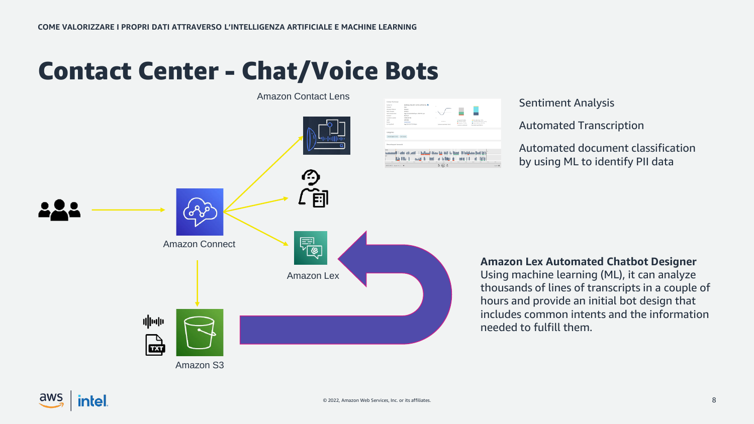# Contact Center - Chat/Voice Bots

Amazon Contact Lens

Amazon Connect

Amazon Lex

Amazon S3

Sentiment Analysis

Automated Transcription

Automated document classification by using ML to identify PII data

**Amazon Lex Automated Chatbot Designer**
Using machine learning (ML), it can analyze thousands of lines of transcripts in a couple of hours and provide an initial bot design that includes common intents and the information needed to fulfill them.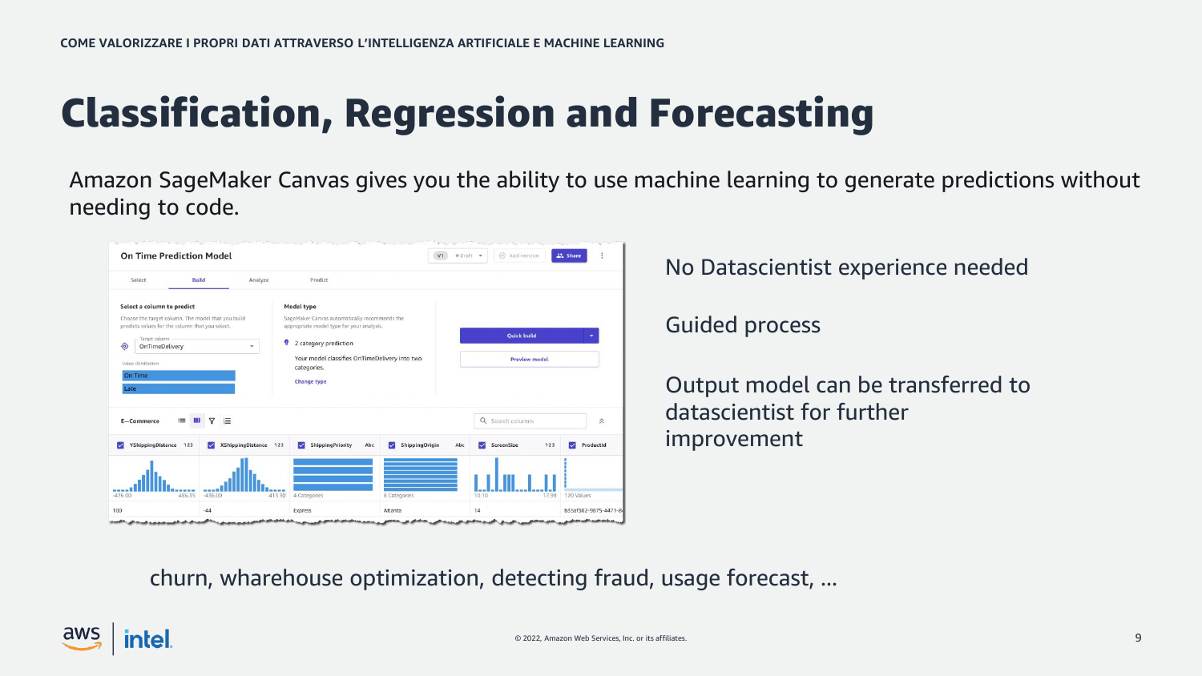# Classification, Regression and Forecasting

Amazon SageMaker Canvas gives you the ability to use machine learning to generate predictions without needing to code.

No Datascientist experience needed

Guided process

Output model can be transferred to datascientist for further improvement

churn, wharehouse optimization, detecting fraud, usage forecast, …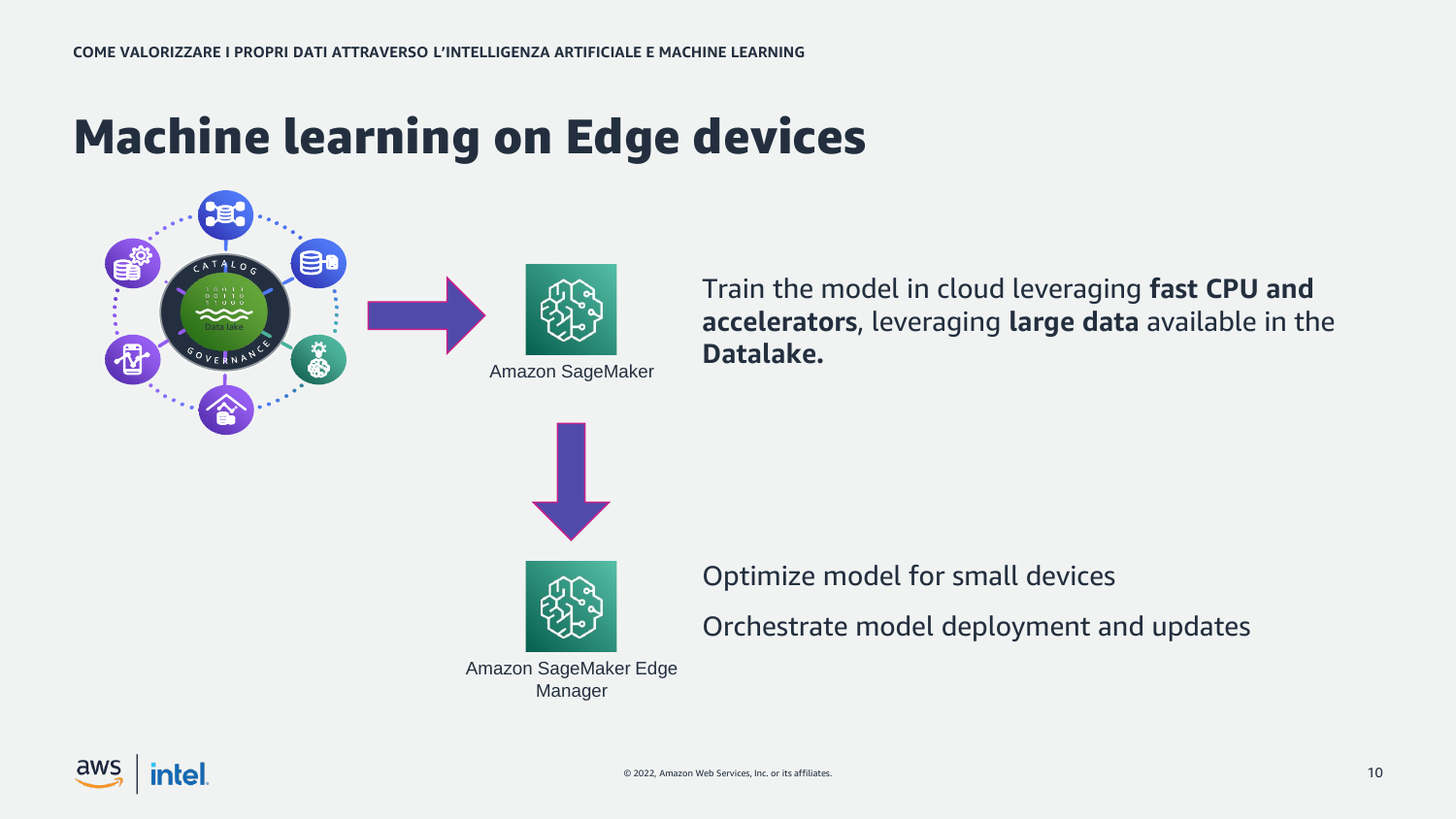# Machine learning on Edge devices

Amazon SageMaker

Train the model in cloud leveraging **fast CPU and accelerators**, leveraging **large data** available in the **Datalake.**

Amazon SageMaker Edge Manager

Optimize model for small devices

Orchestrate model deployment and updates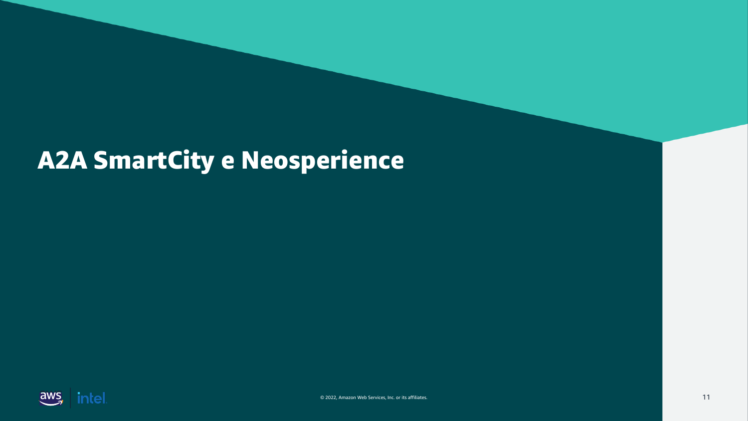# A2A SmartCity e Neosperience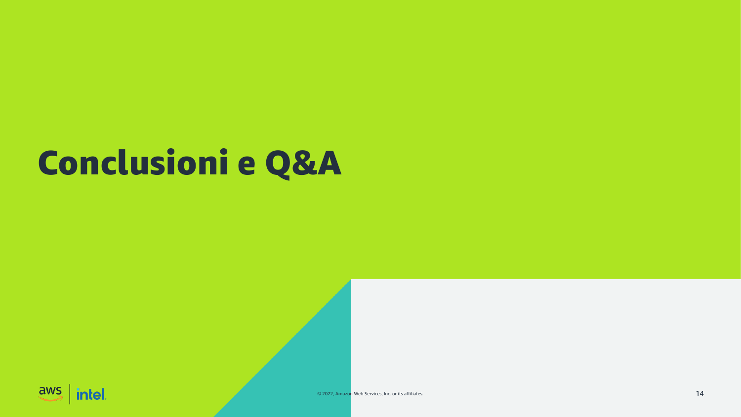# Conclusioni e Q&A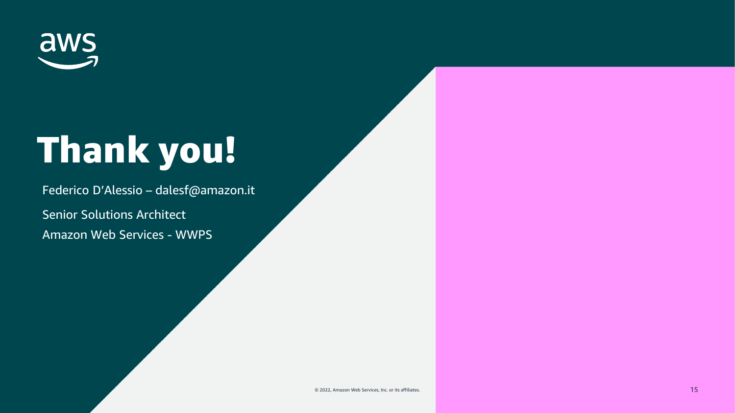# Thank you!

Federico D’Alessio – dalesf@amazon.it

Senior Solutions Architect

Amazon Web Services - WWPS

© 2022, Amazon Web Services, Inc. or its affiliates.